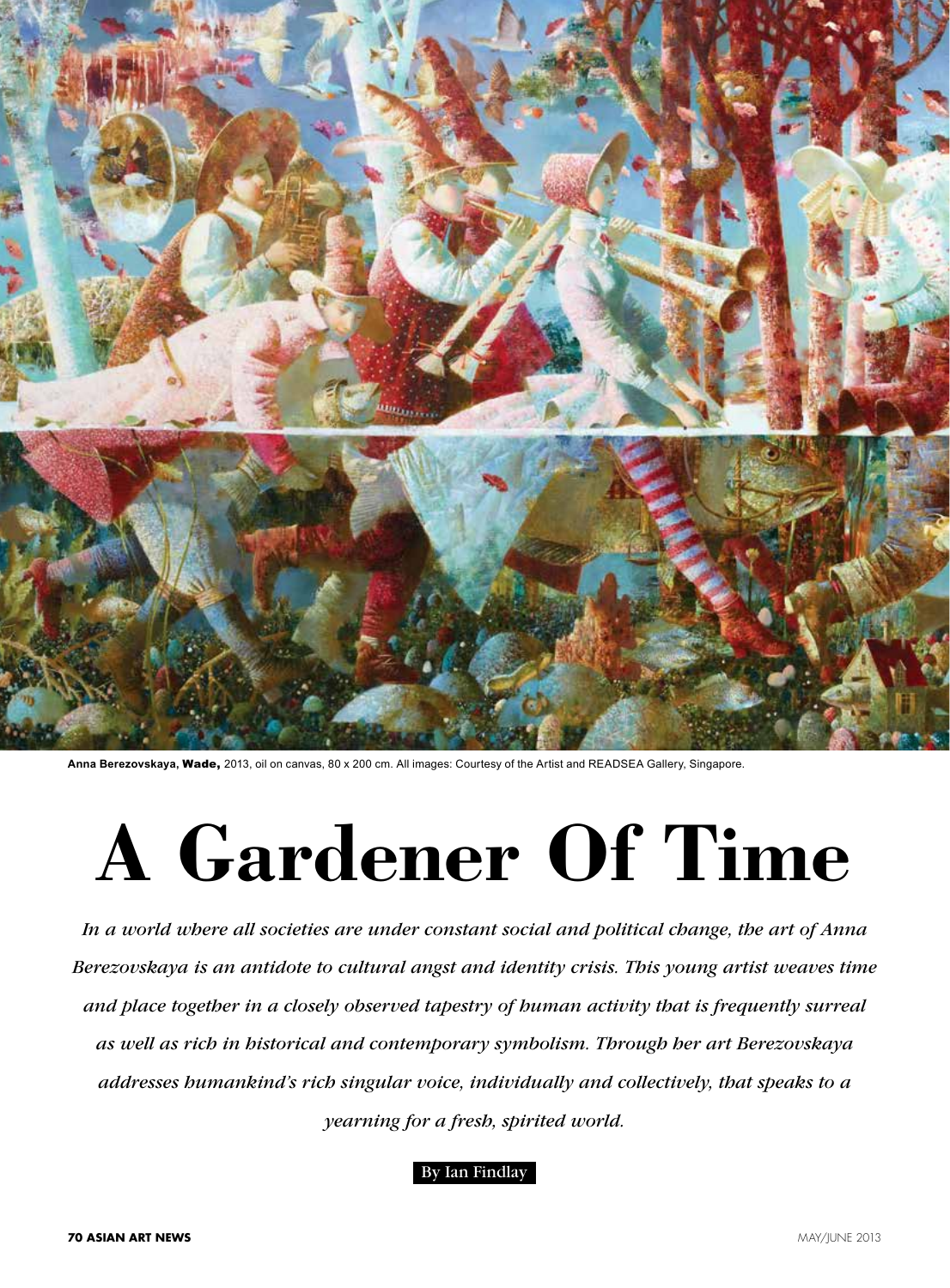Anna Berezovskaya, **Wade,** 2013, oil on canvas, 80 x 200 cm. All images: Courtesy of the Artist and READSEA Gallery, Singapore.

# A Gardener Of Time

*In a world where all societies are under constant social and political change, the art of Anna Berezovskaya is an antidote to cultural angst and identity crisis. This young artist weaves time and place together in a closely observed tapestry of human activity that is frequently surreal as well as rich in historical and contemporary symbolism. Through her art Berezovskaya addresses humankind's rich singular voice, individually and collectively, that speaks to a yearning for a fresh, spirited world.*

By Ian Findlay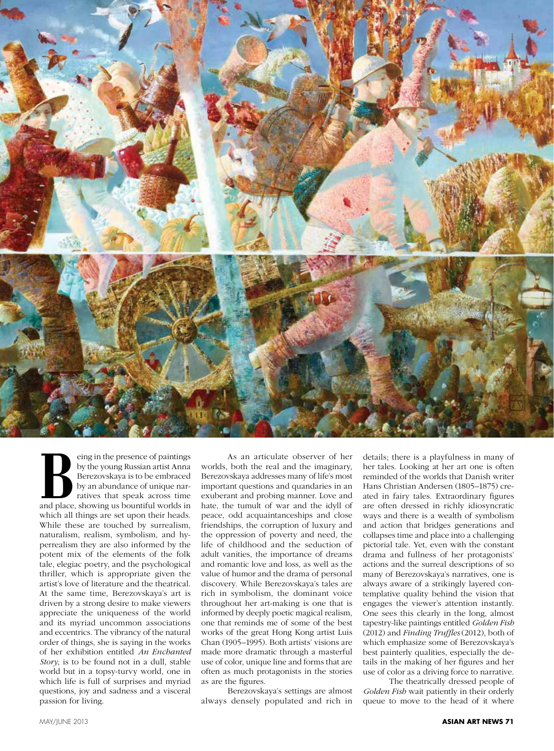Being in the presence of paintings by the young Russian artist Anna Berezovskaya is to be embraced by an abundance of unique narratives that speak across time and place, showing us bountiful worlds in which all things are set upon their heads. While these are touched by surrealism, naturalism, realism, symbolism, and hyperrealism they are also informed by the potent mix of the elements of the folk tale, elegiac poetry, and the psychological thriller, which is appropriate given the artist's love of literature and the theatrical. At the same time, Berezovskaya's art is driven by a strong desire to make viewers appreciate the uniqueness of the world and its myriad uncommon associations and eccentrics. The vibrancy of the natural order of things, she is saying in the works of her exhibition entitled *An Enchanted Story*, is to be found not in a dull, stable world but in a topsy-turvy world, one in which life is full of surprises and myriad questions, joy and sadness and a visceral passion for living.

As an articulate observer of her worlds, both the real and the imaginary, Berezovskaya addresses many of life's most important questions and quandaries in an exuberant and probing manner. Love and hate, the tumult of war and the idyll of peace, odd acquaintanceships and close friendships, the corruption of luxury and the oppression of poverty and need, the life of childhood and the seduction of adult vanities, the importance of dreams and romantic love and loss, as well as the value of humor and the drama of personal discovery. While Berezovskaya's tales are rich in symbolism, the dominant voice throughout her art-making is one that is informed by deeply poetic magical realism, one that reminds me of some of the best works of the great Hong Kong artist Luis Chan (1905–1995). Both artists' visions are made more dramatic through a masterful use of color, unique line and forms that are often as much protagonists in the stories as are the figures.

Berezovskaya's settings are almost always densely populated and rich in details; there is a playfulness in many of her tales. Looking at her art one is often reminded of the worlds that Danish writer Hans Christian Andersen (1805–1875) created in fairy tales. Extraordinary figures are often dressed in richly idiosyncratic ways and there is a wealth of symbolism and action that bridges generations and collapses time and place into a challenging pictorial tale. Yet, even with the constant drama and fullness of her protagonists' actions and the surreal descriptions of so many of Berezovskaya's narratives, one is always aware of a strikingly layered contemplative quality behind the vision that engages the viewer's attention instantly. One sees this clearly in the long, almost tapestry-like paintings entitled *Golden Fish* (2012) and *Finding Truffles* (2012), both of which emphasize some of Berezovskaya's best painterly qualities, especially the details in the making of her figures and her use of color as a driving force to narrative.

The theatrically dressed people of *Golden Fish* wait patiently in their orderly queue to move to the head of it where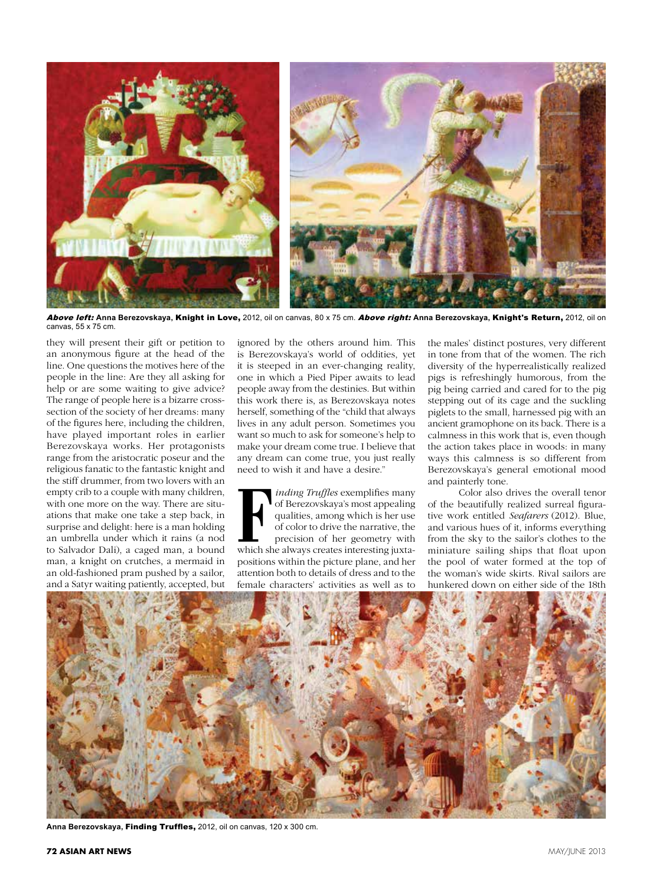***Above left:*** **Anna Berezovskaya, Knight in Love,** 2012, oil on canvas, 80 x 75 cm. ***Above right:*** **Anna Berezovskaya, Knight's Return,** 2012, oil on canvas, 55 x 75 cm.

they will present their gift or petition to an anonymous figure at the head of the line. One questions the motives here of the people in the line: Are they all asking for help or are some waiting to give advice? The range of people here is a bizarre cross-section of the society of her dreams: many of the figures here, including the children, have played important roles in earlier Berezovskaya works. Her protagonists range from the aristocratic poseur and the religious fanatic to the fantastic knight and the stiff drummer, from two lovers with an empty crib to a couple with many children, with one more on the way. There are situations that make one take a step back, in surprise and delight: here is a man holding an umbrella under which it rains (a nod to Salvador Dali), a caged man, a bound man, a knight on crutches, a mermaid in an old-fashioned pram pushed by a sailor, and a Satyr waiting patiently, accepted, but ignored by the others around him. This is Berezovskaya's world of oddities, yet it is steeped in an ever-changing reality, one in which a Pied Piper awaits to lead people away from the destinies. But within this work there is, as Berezovskaya notes herself, something of the "child that always lives in any adult person. Sometimes you want so much to ask for someone's help to make your dream come true. I believe that any dream can come true, you just really need to wish it and have a desire."

*Finding Truffles* exemplifies many of Berezovskaya's most appealing qualities, among which is her use of color to drive the narrative, the precision of her geometry with which she always creates interesting juxtapositions within the picture plane, and her attention both to details of dress and to the female characters' activities as well as to the males' distinct postures, very different in tone from that of the women. The rich diversity of the hyperrealistically realized pigs is refreshingly humorous, from the pig being carried and cared for to the pig stepping out of its cage and the suckling piglets to the small, harnessed pig with an ancient gramophone on its back. There is a calmness in this work that is, even though the action takes place in woods: in many ways this calmness is so different from Berezovskaya's general emotional mood and painterly tone.

Color also drives the overall tenor of the beautifully realized surreal figurative work entitled *Seafarers* (2012). Blue, and various hues of it, informs everything from the sky to the sailor's clothes to the miniature sailing ships that float upon the pool of water formed at the top of the woman's wide skirts. Rival sailors are hunkered down on either side of the 18th

**Anna Berezovskaya, Finding Truffles,** 2012, oil on canvas, 120 x 300 cm.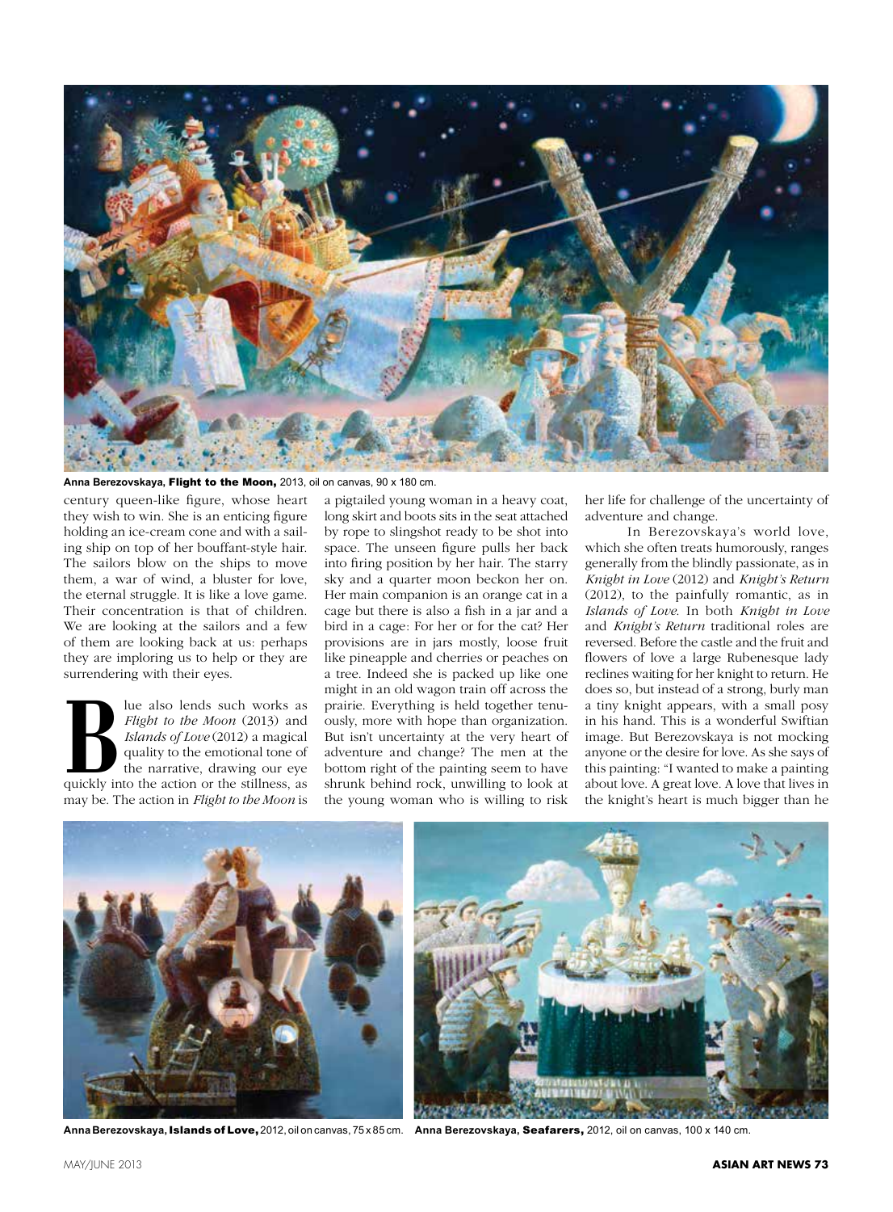Anna Berezovskaya, **Flight to the Moon,** 2013, oil on canvas, 90 x 180 cm.

century queen-like figure, whose heart they wish to win. She is an enticing figure holding an ice-cream cone and with a sailing ship on top of her bouffant-style hair. The sailors blow on the ships to move them, a war of wind, a bluster for love, the eternal struggle. It is like a love game. Their concentration is that of children. We are looking at the sailors and a few of them are looking back at us: perhaps they are imploring us to help or they are surrendering with their eyes.

Blue also lends such works as *Flight to the Moon* (2013) and *Islands of Love* (2012) a magical quality to the emotional tone of the narrative, drawing our eye quickly into the action or the stillness, as may be. The action in *Flight to the Moon* is a pigtailed young woman in a heavy coat, long skirt and boots sits in the seat attached by rope to slingshot ready to be shot into space. The unseen figure pulls her back into firing position by her hair. The starry sky and a quarter moon beckon her on. Her main companion is an orange cat in a cage but there is also a fish in a jar and a bird in a cage: For her or for the cat? Her provisions are in jars mostly, loose fruit like pineapple and cherries or peaches on a tree. Indeed she is packed up like one might in an old wagon train off across the prairie. Everything is held together tenuously, more with hope than organization. But isn't uncertainty at the very heart of adventure and change? The men at the bottom right of the painting seem to have shrunk behind rock, unwilling to look at the young woman who is willing to risk her life for challenge of the uncertainty of adventure and change.

In Berezovskaya's world love, which she often treats humorously, ranges generally from the blindly passionate, as in *Knight in Love* (2012) and *Knight's Return* (2012), to the painfully romantic, as in *Islands of Love*. In both *Knight in Love* and *Knight's Return* traditional roles are reversed. Before the castle and the fruit and flowers of love a large Rubenesque lady reclines waiting for her knight to return. He does so, but instead of a strong, burly man a tiny knight appears, with a small posy in his hand. This is a wonderful Swiftian image. But Berezovskaya is not mocking anyone or the desire for love. As she says of this painting: "I wanted to make a painting about love. A great love. A love that lives in the knight's heart is much bigger than he

Anna Berezovskaya, **Islands of Love,** 2012, oil on canvas, 75 x 85 cm.

Anna Berezovskaya, **Seafarers,** 2012, oil on canvas, 100 x 140 cm.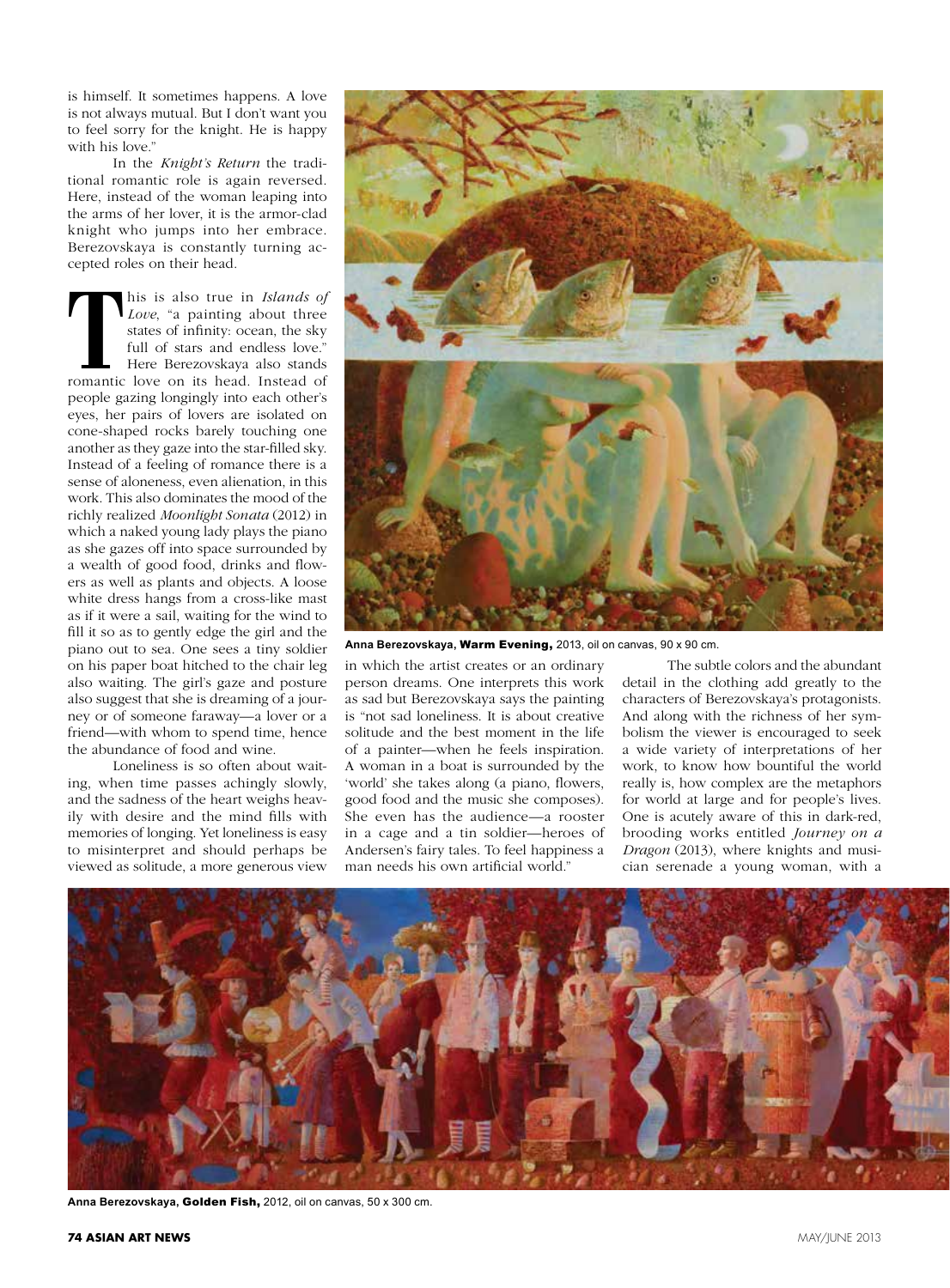is himself. It sometimes happens. A love is not always mutual. But I don't want you to feel sorry for the knight. He is happy with his love."

In the *Knight's Return* the traditional romantic role is again reversed. Here, instead of the woman leaping into the arms of her lover, it is the armor-clad knight who jumps into her embrace. Berezovskaya is constantly turning accepted roles on their head.

This is also true in *Islands of Love*, "a painting about three states of infinity: ocean, the sky full of stars and endless love." Here Berezovskaya also stands romantic love on its head. Instead of people gazing longingly into each other's eyes, her pairs of lovers are isolated on cone-shaped rocks barely touching one another as they gaze into the star-filled sky. Instead of a feeling of romance there is a sense of aloneness, even alienation, in this work. This also dominates the mood of the richly realized *Moonlight Sonata* (2012) in which a naked young lady plays the piano as she gazes off into space surrounded by a wealth of good food, drinks and flowers as well as plants and objects. A loose white dress hangs from a cross-like mast as if it were a sail, waiting for the wind to fill it so as to gently edge the girl and the piano out to sea. One sees a tiny soldier on his paper boat hitched to the chair leg also waiting. The girl's gaze and posture also suggest that she is dreaming of a journey or of someone faraway—a lover or a friend—with whom to spend time, hence the abundance of food and wine.

Loneliness is so often about waiting, when time passes achingly slowly, and the sadness of the heart weighs heavily with desire and the mind fills with memories of longing. Yet loneliness is easy to misinterpret and should perhaps be viewed as solitude, a more generous view in which the artist creates or an ordinary person dreams. One interprets this work as sad but Berezovskaya says the painting is "not sad loneliness. It is about creative solitude and the best moment in the life of a painter—when he feels inspiration. A woman in a boat is surrounded by the 'world' she takes along (a piano, flowers, good food and the music she composes). She even has the audience—a rooster in a cage and a tin soldier—heroes of Andersen's fairy tales. To feel happiness a man needs his own artificial world."

The subtle colors and the abundant detail in the clothing add greatly to the characters of Berezovskaya's protagonists. And along with the richness of her symbolism the viewer is encouraged to seek a wide variety of interpretations of her work, to know how bountiful the world really is, how complex are the metaphors for world at large and for people's lives. One is acutely aware of this in dark-red, brooding works entitled *Journey on a Dragon* (2013), where knights and musician serenade a young woman, with a

Anna Berezovskaya, **Warm Evening,** 2013, oil on canvas, 90 x 90 cm.

Anna Berezovskaya, **Golden Fish,** 2012, oil on canvas, 50 x 300 cm.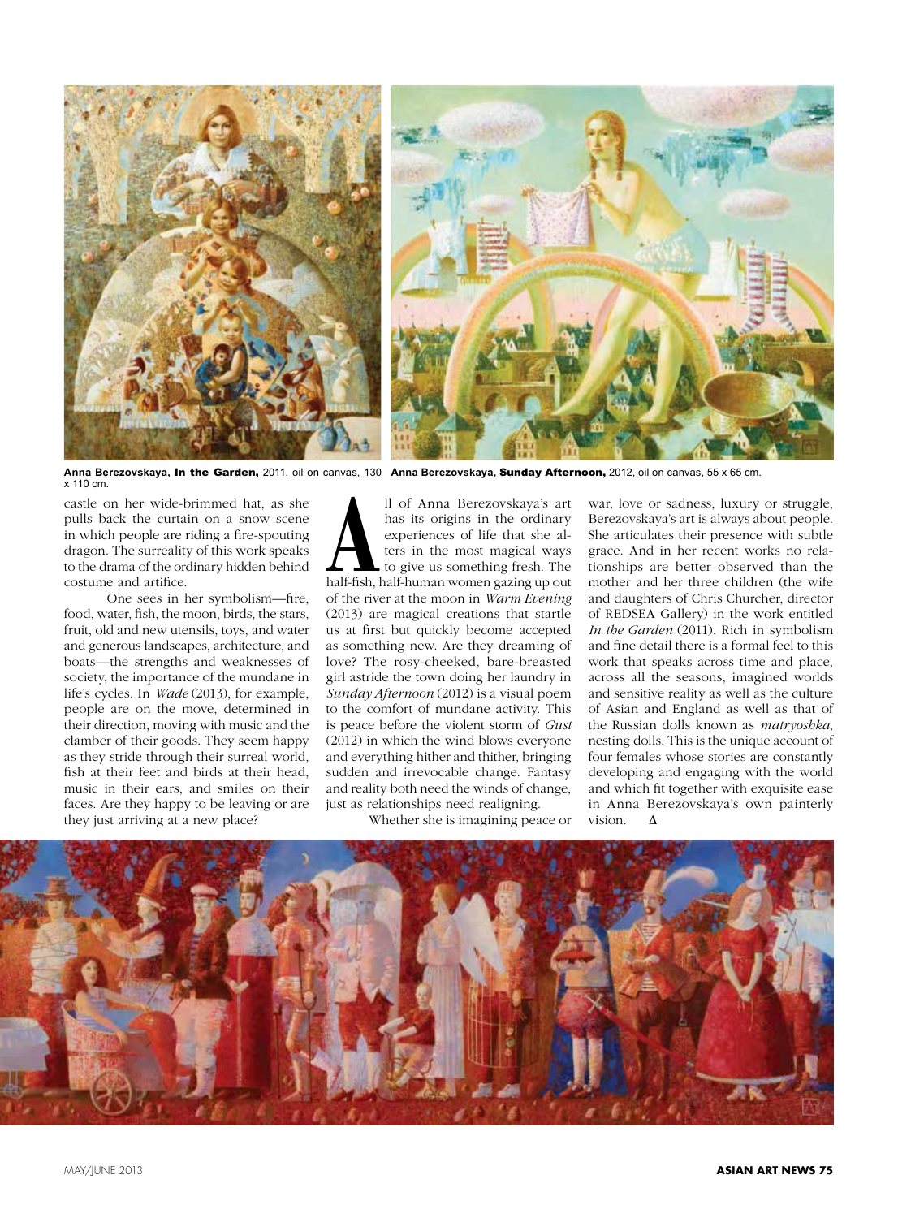**Anna Berezovskaya, In the Garden,** 2011, oil on canvas, 130 x 110 cm.

**Anna Berezovskaya, Sunday Afternoon,** 2012, oil on canvas, 55 x 65 cm.

castle on her wide-brimmed hat, as she pulls back the curtain on a snow scene in which people are riding a fire-spouting dragon. The surreality of this work speaks to the drama of the ordinary hidden behind costume and artifice.

One sees in her symbolism—fire, food, water, fish, the moon, birds, the stars, fruit, old and new utensils, toys, and water and generous landscapes, architecture, and boats—the strengths and weaknesses of society, the importance of the mundane in life's cycles. In *Wade* (2013), for example, people are on the move, determined in their direction, moving with music and the clamber of their goods. They seem happy as they stride through their surreal world, fish at their feet and birds at their head, music in their ears, and smiles on their faces. Are they happy to be leaving or are they just arriving at a new place?

All of Anna Berezovskaya's art has its origins in the ordinary experiences of life that she alters in the most magical ways to give us something fresh. The half-fish, half-human women gazing up out of the river at the moon in *Warm Evening* (2013) are magical creations that startle us at first but quickly become accepted as something new. Are they dreaming of love? The rosy-cheeked, bare-breasted girl astride the town doing her laundry in *Sunday Afternoon* (2012) is a visual poem to the comfort of mundane activity. This is peace before the violent storm of *Gust* (2012) in which the wind blows everyone and everything hither and thither, bringing sudden and irrevocable change. Fantasy and reality both need the winds of change, just as relationships need realigning.

Whether she is imagining peace or war, love or sadness, luxury or struggle, Berezovskaya's art is always about people. She articulates their presence with subtle grace. And in her recent works no relationships are better observed than the mother and her three children (the wife and daughters of Chris Churcher, director of REDSEA Gallery) in the work entitled *In the Garden* (2011). Rich in symbolism and fine detail there is a formal feel to this work that speaks across time and place, across all the seasons, imagined worlds and sensitive reality as well as the culture of Asian and England as well as that of the Russian dolls known as *matryoshka*, nesting dolls. This is the unique account of four females whose stories are constantly developing and engaging with the world and which fit together with exquisite ease in Anna Berezovskaya's own painterly vision. Δ